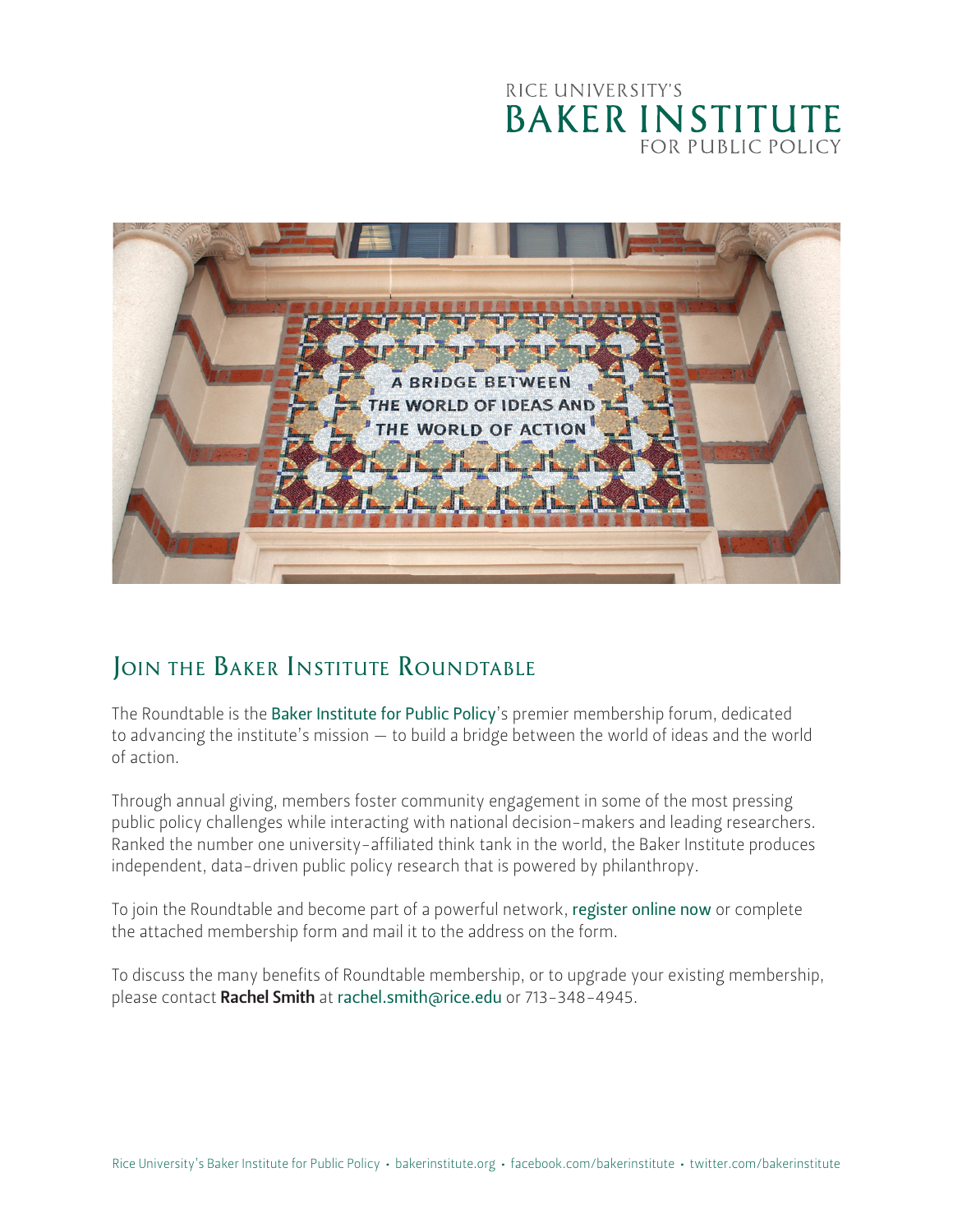RICE UNIVERSITY'S
# BAKER INSTITUTE
FOR PUBLIC POLICY

## Join the Baker Institute Roundtable

The Roundtable is the Baker Institute for Public Policy's premier membership forum, dedicated to advancing the institute's mission — to build a bridge between the world of ideas and the world of action.

Through annual giving, members foster community engagement in some of the most pressing public policy challenges while interacting with national decision-makers and leading researchers. Ranked the number one university-affiliated think tank in the world, the Baker Institute produces independent, data-driven public policy research that is powered by philanthropy.

To join the Roundtable and become part of a powerful network, register online now or complete the attached membership form and mail it to the address on the form.

To discuss the many benefits of Roundtable membership, or to upgrade your existing membership, please contact **Rachel Smith** at rachel.smith@rice.edu or 713-348-4945.

Rice University's Baker Institute for Public Policy • bakerinstitute.org • facebook.com/bakerinstitute • twitter.com/bakerinstitute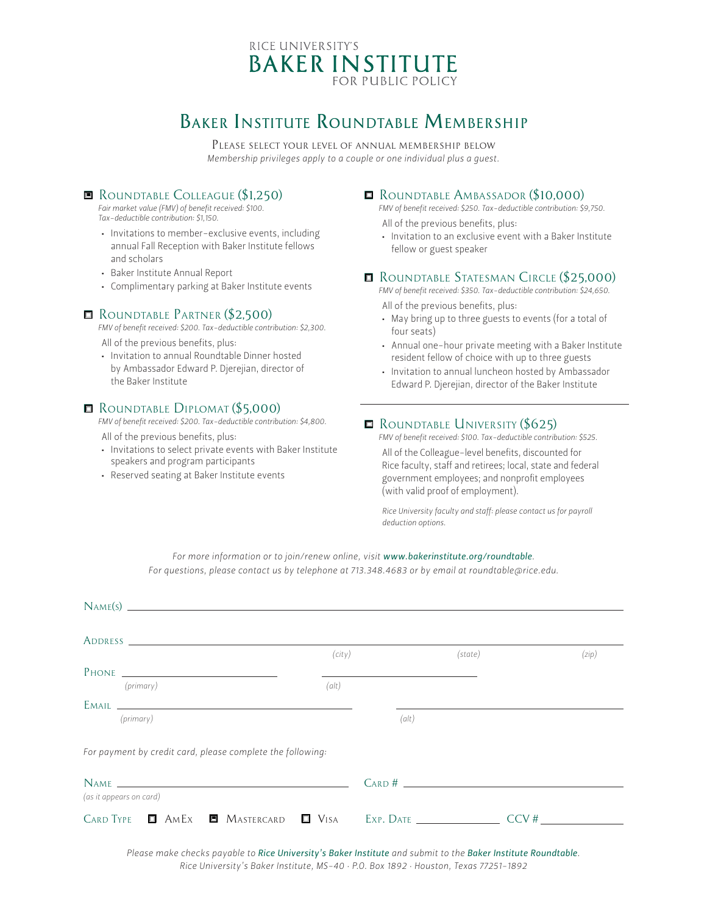RICE UNIVERSITY'S
# BAKER INSTITUTE
FOR PUBLIC POLICY

## Baker Institute Roundtable Membership

Please select your level of annual membership below

*Membership privileges apply to a couple or one individual plus a guest.*

### ☐ Roundtable Colleague ($1,250)

*Fair market value (FMV) of benefit received: $100.*
*Tax-deductible contribution: $1,150.*

- Invitations to member-exclusive events, including annual Fall Reception with Baker Institute fellows and scholars
- Baker Institute Annual Report
- Complimentary parking at Baker Institute events

### ☐ Roundtable Partner ($2,500)

*FMV of benefit received: $200. Tax-deductible contribution: $2,300.*

All of the previous benefits, plus:

- Invitation to annual Roundtable Dinner hosted by Ambassador Edward P. Djerejian, director of the Baker Institute

### ☐ Roundtable Diplomat ($5,000)

*FMV of benefit received: $200. Tax-deductible contribution: $4,800.*

All of the previous benefits, plus:

- Invitations to select private events with Baker Institute speakers and program participants
- Reserved seating at Baker Institute events

### ☐ Roundtable Ambassador ($10,000)

*FMV of benefit received: $250. Tax-deductible contribution: $9,750.*

All of the previous benefits, plus:

- Invitation to an exclusive event with a Baker Institute fellow or guest speaker

### ☐ Roundtable Statesman Circle ($25,000)

*FMV of benefit received: $350. Tax-deductible contribution: $24,650.*

All of the previous benefits, plus:

- May bring up to three guests to events (for a total of four seats)
- Annual one-hour private meeting with a Baker Institute resident fellow of choice with up to three guests
- Invitation to annual luncheon hosted by Ambassador Edward P. Djerejian, director of the Baker Institute

---

### ☐ Roundtable University ($625)

*FMV of benefit received: $100. Tax-deductible contribution: $525.*

All of the Colleague-level benefits, discounted for Rice faculty, staff and retirees; local, state and federal government employees; and nonprofit employees (with valid proof of employment).

*Rice University faculty and staff: please contact us for payroll deduction options.*

*For more information or to join/renew online, visit **www.bakerinstitute.org/roundtable**.*
*For questions, please contact us by telephone at 713.348.4683 or by email at roundtable@rice.edu.*

Name(s) ______________________________________________

Address ______________________________________________
(city) (state) (zip)

Phone ____________________ ____________________
(primary) (alt)

Email ____________________ ____________________
(primary) (alt)

*For payment by credit card, please complete the following:*

Name ____________________ Card # ____________________
(as it appears on card)

Card Type ☐ AmEx ☐ MasterCard ☐ Visa Exp. Date ____________ CCV # ____________

*Please make checks payable to **Rice University's Baker Institute** and submit to the **Baker Institute Roundtable**.*
*Rice University's Baker Institute, MS-40 · P.O. Box 1892 · Houston, Texas 77251-1892*